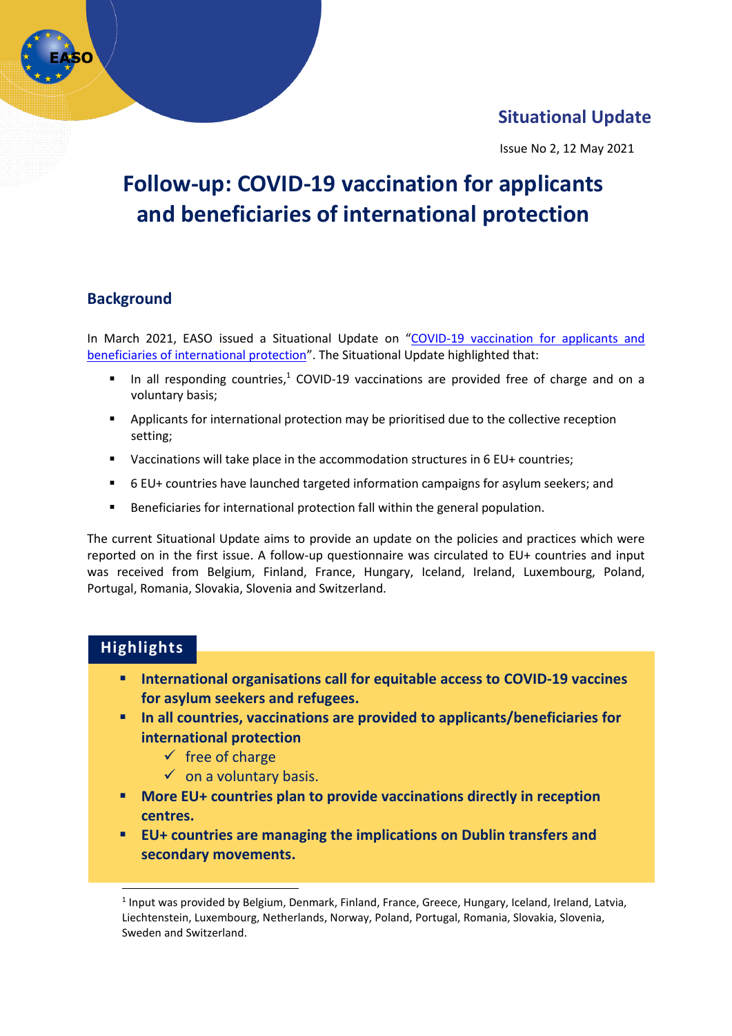Situational Update

Issue No 2, 12 May 2021

# Follow-up: COVID-19 vaccination for applicants and beneficiaries of international protection

## Background

In March 2021, EASO issued a Situational Update on "[COVID-19 vaccination for applicants and beneficiaries of international protection](#)". The Situational Update highlighted that:

- In all responding countries,[1] COVID-19 vaccinations are provided free of charge and on a voluntary basis;
- Applicants for international protection may be prioritised due to the collective reception setting;
- Vaccinations will take place in the accommodation structures in 6 EU+ countries;
- 6 EU+ countries have launched targeted information campaigns for asylum seekers; and
- Beneficiaries for international protection fall within the general population.

The current Situational Update aims to provide an update on the policies and practices which were reported on in the first issue. A follow-up questionnaire was circulated to EU+ countries and input was received from Belgium, Finland, France, Hungary, Iceland, Ireland, Luxembourg, Poland, Portugal, Romania, Slovakia, Slovenia and Switzerland.

## Highlights

- **International organisations call for equitable access to COVID-19 vaccines for asylum seekers and refugees.**
- **In all countries, vaccinations are provided to applicants/beneficiaries for international protection**
  - ✓ free of charge
  - ✓ on a voluntary basis.
- **More EU+ countries plan to provide vaccinations directly in reception centres.**
- **EU+ countries are managing the implications on Dublin transfers and secondary movements.**

[1] Input was provided by Belgium, Denmark, Finland, France, Greece, Hungary, Iceland, Ireland, Latvia, Liechtenstein, Luxembourg, Netherlands, Norway, Poland, Portugal, Romania, Slovakia, Slovenia, Sweden and Switzerland.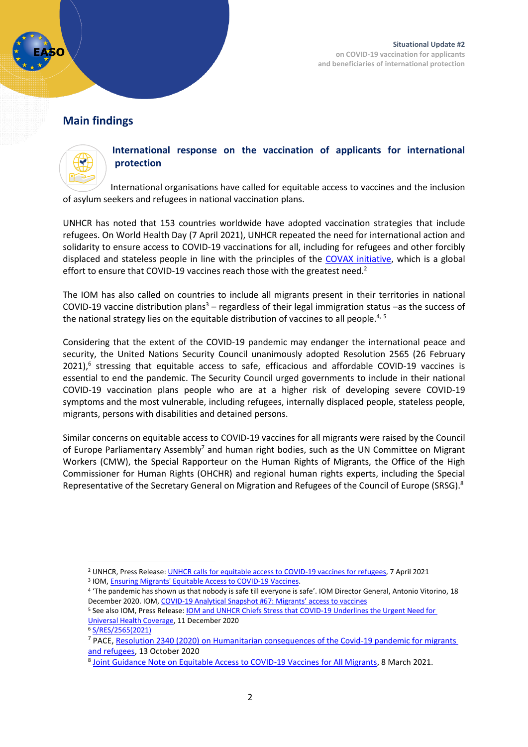## Main findings

### International response on the vaccination of applicants for international protection

International organisations have called for equitable access to vaccines and the inclusion of asylum seekers and refugees in national vaccination plans.

UNHCR has noted that 153 countries worldwide have adopted vaccination strategies that include refugees. On World Health Day (7 April 2021), UNHCR repeated the need for international action and solidarity to ensure access to COVID-19 vaccinations for all, including for refugees and other forcibly displaced and stateless people in line with the principles of the COVAX initiative, which is a global effort to ensure that COVID-19 vaccines reach those with the greatest need.[2]

The IOM has also called on countries to include all migrants present in their territories in national COVID-19 vaccine distribution plans[3] – regardless of their legal immigration status –as the success of the national strategy lies on the equitable distribution of vaccines to all people.[4, 5]

Considering that the extent of the COVID-19 pandemic may endanger the international peace and security, the United Nations Security Council unanimously adopted Resolution 2565 (26 February 2021),[6] stressing that equitable access to safe, efficacious and affordable COVID-19 vaccines is essential to end the pandemic. The Security Council urged governments to include in their national COVID-19 vaccination plans people who are at a higher risk of developing severe COVID-19 symptoms and the most vulnerable, including refugees, internally displaced people, stateless people, migrants, persons with disabilities and detained persons.

Similar concerns on equitable access to COVID-19 vaccines for all migrants were raised by the Council of Europe Parliamentary Assembly[7] and human right bodies, such as the UN Committee on Migrant Workers (CMW), the Special Rapporteur on the Human Rights of Migrants, the Office of the High Commissioner for Human Rights (OHCHR) and regional human rights experts, including the Special Representative of the Secretary General on Migration and Refugees of the Council of Europe (SRSG).[8]

---

[2] UNHCR, Press Release: UNHCR calls for equitable access to COVID-19 vaccines for refugees, 7 April 2021

[3] IOM, Ensuring Migrants' Equitable Access to COVID-19 Vaccines.

[4] 'The pandemic has shown us that nobody is safe till everyone is safe'. IOM Director General, Antonio Vitorino, 18 December 2020. IOM, COVID-19 Analytical Snapshot #67: Migrants' access to vaccines

[5] See also IOM, Press Release: IOM and UNHCR Chiefs Stress that COVID-19 Underlines the Urgent Need for Universal Health Coverage, 11 December 2020

[6] S/RES/2565(2021)

[7] PACE, Resolution 2340 (2020) on Humanitarian consequences of the Covid-19 pandemic for migrants and refugees, 13 October 2020

[8] Joint Guidance Note on Equitable Access to COVID-19 Vaccines for All Migrants, 8 March 2021.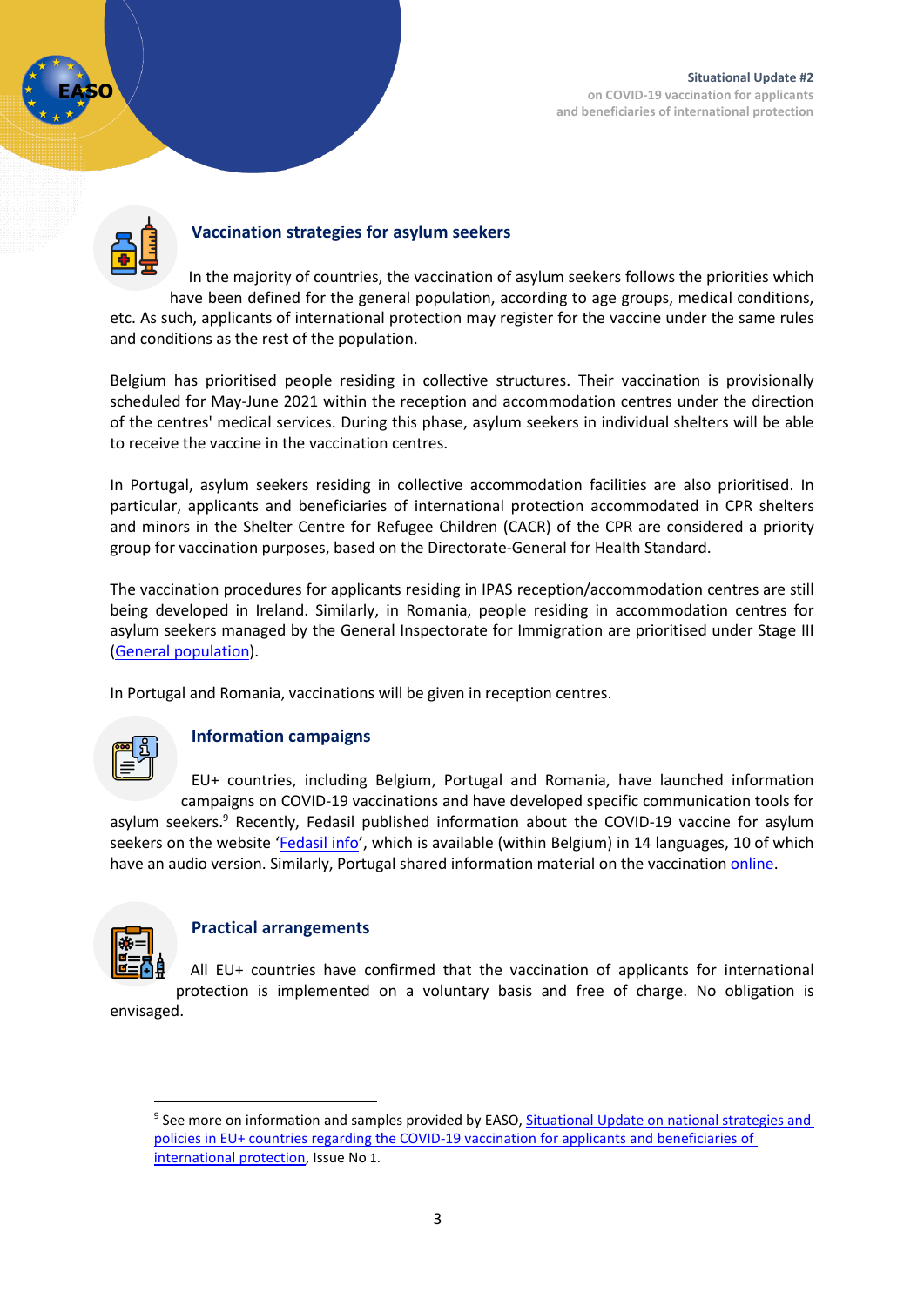## Vaccination strategies for asylum seekers

In the majority of countries, the vaccination of asylum seekers follows the priorities which have been defined for the general population, according to age groups, medical conditions, etc. As such, applicants of international protection may register for the vaccine under the same rules and conditions as the rest of the population.

Belgium has prioritised people residing in collective structures. Their vaccination is provisionally scheduled for May-June 2021 within the reception and accommodation centres under the direction of the centres' medical services. During this phase, asylum seekers in individual shelters will be able to receive the vaccine in the vaccination centres.

In Portugal, asylum seekers residing in collective accommodation facilities are also prioritised. In particular, applicants and beneficiaries of international protection accommodated in CPR shelters and minors in the Shelter Centre for Refugee Children (CACR) of the CPR are considered a priority group for vaccination purposes, based on the Directorate-General for Health Standard.

The vaccination procedures for applicants residing in IPAS reception/accommodation centres are still being developed in Ireland. Similarly, in Romania, people residing in accommodation centres for asylum seekers managed by the General Inspectorate for Immigration are prioritised under Stage III (General population).

In Portugal and Romania, vaccinations will be given in reception centres.

## Information campaigns

EU+ countries, including Belgium, Portugal and Romania, have launched information campaigns on COVID-19 vaccinations and have developed specific communication tools for asylum seekers.[9] Recently, Fedasil published information about the COVID-19 vaccine for asylum seekers on the website 'Fedasil info', which is available (within Belgium) in 14 languages, 10 of which have an audio version. Similarly, Portugal shared information material on the vaccination online.

## Practical arrangements

All EU+ countries have confirmed that the vaccination of applicants for international protection is implemented on a voluntary basis and free of charge. No obligation is envisaged.

---

[9] See more on information and samples provided by EASO, Situational Update on national strategies and policies in EU+ countries regarding the COVID-19 vaccination for applicants and beneficiaries of international protection, Issue No 1.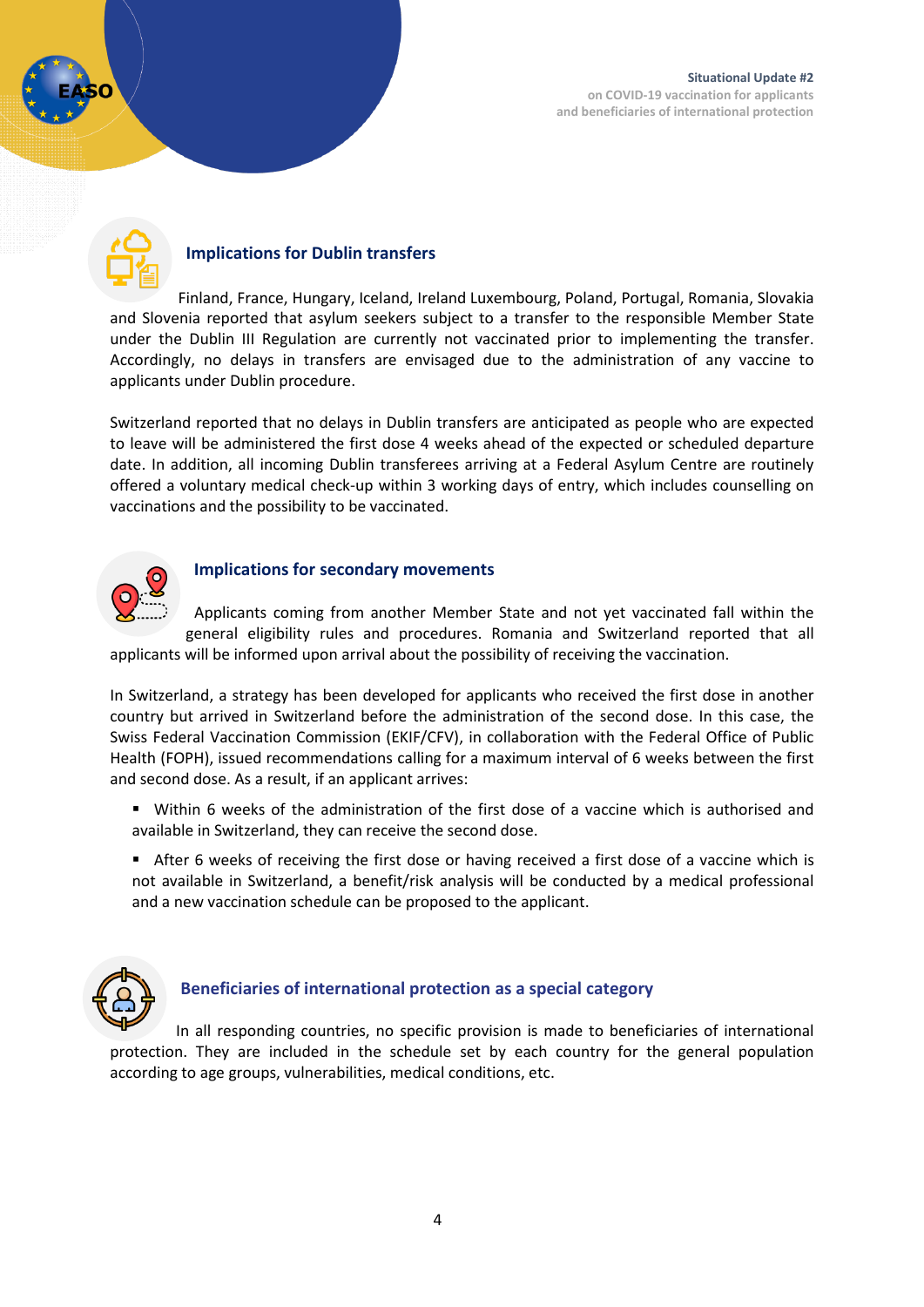## Implications for Dublin transfers

Finland, France, Hungary, Iceland, Ireland Luxembourg, Poland, Portugal, Romania, Slovakia and Slovenia reported that asylum seekers subject to a transfer to the responsible Member State under the Dublin III Regulation are currently not vaccinated prior to implementing the transfer. Accordingly, no delays in transfers are envisaged due to the administration of any vaccine to applicants under Dublin procedure.

Switzerland reported that no delays in Dublin transfers are anticipated as people who are expected to leave will be administered the first dose 4 weeks ahead of the expected or scheduled departure date. In addition, all incoming Dublin transferees arriving at a Federal Asylum Centre are routinely offered a voluntary medical check-up within 3 working days of entry, which includes counselling on vaccinations and the possibility to be vaccinated.

## Implications for secondary movements

Applicants coming from another Member State and not yet vaccinated fall within the general eligibility rules and procedures. Romania and Switzerland reported that all applicants will be informed upon arrival about the possibility of receiving the vaccination.

In Switzerland, a strategy has been developed for applicants who received the first dose in another country but arrived in Switzerland before the administration of the second dose. In this case, the Swiss Federal Vaccination Commission (EKIF/CFV), in collaboration with the Federal Office of Public Health (FOPH), issued recommendations calling for a maximum interval of 6 weeks between the first and second dose. As a result, if an applicant arrives:

- Within 6 weeks of the administration of the first dose of a vaccine which is authorised and available in Switzerland, they can receive the second dose.
- After 6 weeks of receiving the first dose or having received a first dose of a vaccine which is not available in Switzerland, a benefit/risk analysis will be conducted by a medical professional and a new vaccination schedule can be proposed to the applicant.

## Beneficiaries of international protection as a special category

In all responding countries, no specific provision is made to beneficiaries of international protection. They are included in the schedule set by each country for the general population according to age groups, vulnerabilities, medical conditions, etc.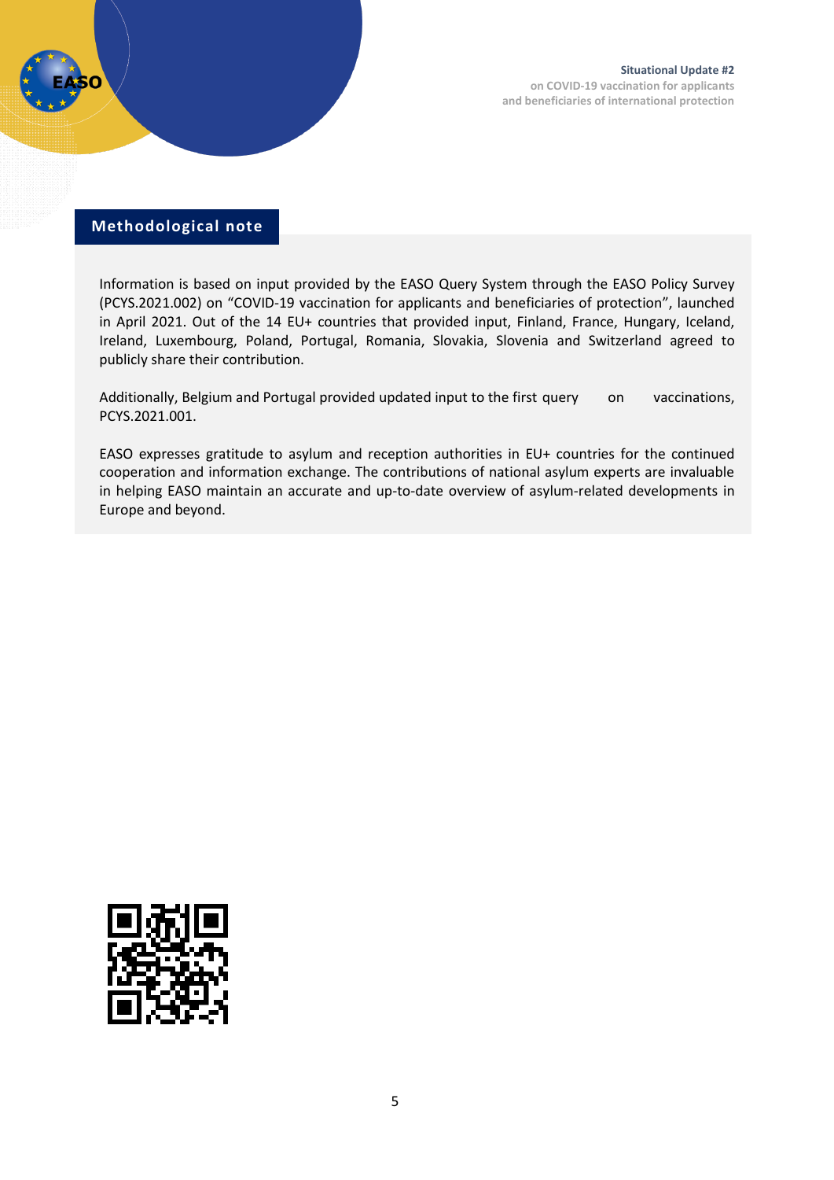## Methodological note

Information is based on input provided by the EASO Query System through the EASO Policy Survey (PCYS.2021.002) on "COVID-19 vaccination for applicants and beneficiaries of protection", launched in April 2021. Out of the 14 EU+ countries that provided input, Finland, France, Hungary, Iceland, Ireland, Luxembourg, Poland, Portugal, Romania, Slovakia, Slovenia and Switzerland agreed to publicly share their contribution.

Additionally, Belgium and Portugal provided updated input to the first query on vaccinations, PCYS.2021.001.

EASO expresses gratitude to asylum and reception authorities in EU+ countries for the continued cooperation and information exchange. The contributions of national asylum experts are invaluable in helping EASO maintain an accurate and up-to-date overview of asylum-related developments in Europe and beyond.